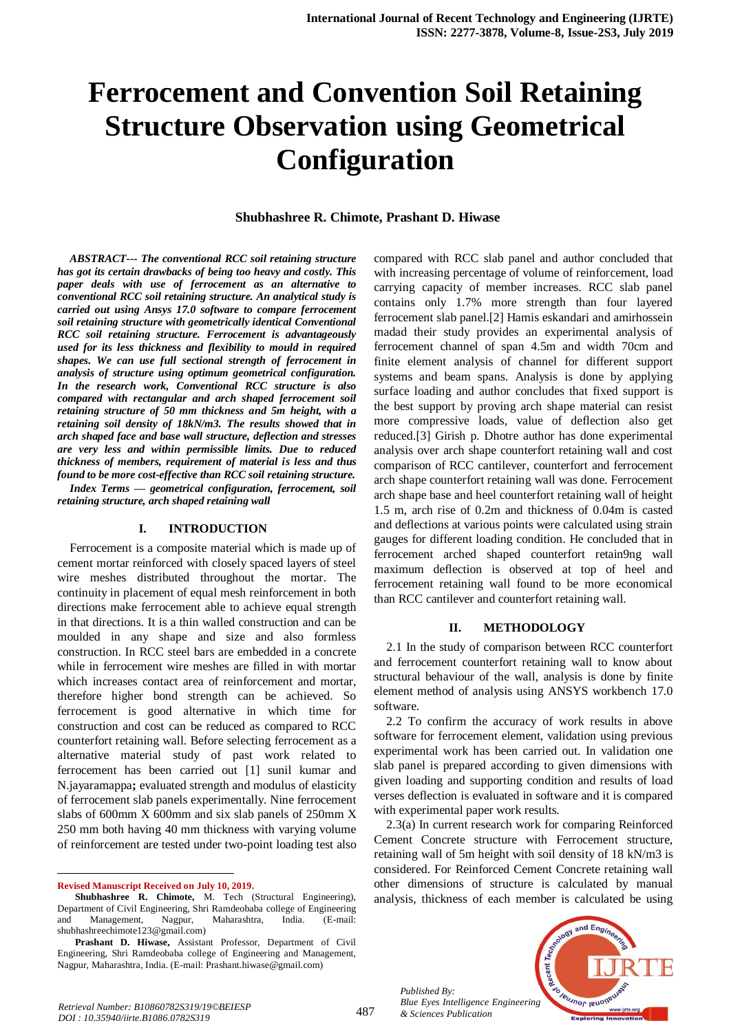# Ferrocement and Convention Soil Retaining Structure Observation using Geometrical Configuration

**Shubhashree R. Chimote, Prashant D. Hiwase**

***ABSTRACT--- The conventional RCC soil retaining structure has got its certain drawbacks of being too heavy and costly. This paper deals with use of ferrocement as an alternative to conventional RCC soil retaining structure. An analytical study is carried out using Ansys 17.0 software to compare ferrocement soil retaining structure with geometrically identical Conventional RCC soil retaining structure. Ferrocement is advantageously used for its less thickness and flexibility to mould in required shapes. We can use full sectional strength of ferrocement in analysis of structure using optimum geometrical configuration. In the research work, Conventional RCC structure is also compared with rectangular and arch shaped ferrocement soil retaining structure of 50 mm thickness and 5m height, with a retaining soil density of 18kN/m3. The results showed that in arch shaped face and base wall structure, deflection and stresses are very less and within permissible limits. Due to reduced thickness of members, requirement of material is less and thus found to be more cost-effective than RCC soil retaining structure.***

***Index Terms — geometrical configuration, ferrocement, soil retaining structure, arch shaped retaining wall***

## I. INTRODUCTION

Ferrocement is a composite material which is made up of cement mortar reinforced with closely spaced layers of steel wire meshes distributed throughout the mortar. The continuity in placement of equal mesh reinforcement in both directions make ferrocement able to achieve equal strength in that directions. It is a thin walled construction and can be moulded in any shape and size and also formless construction. In RCC steel bars are embedded in a concrete while in ferrocement wire meshes are filled in with mortar which increases contact area of reinforcement and mortar, therefore higher bond strength can be achieved. So ferrocement is good alternative in which time for construction and cost can be reduced as compared to RCC counterfort retaining wall. Before selecting ferrocement as a alternative material study of past work related to ferrocement has been carried out [1] sunil kumar and N.jayaramappa**;** evaluated strength and modulus of elasticity of ferrocement slab panels experimentally. Nine ferrocement slabs of 600mm X 600mm and six slab panels of 250mm X 250 mm both having 40 mm thickness with varying volume of reinforcement are tested under two-point loading test also compared with RCC slab panel and author concluded that with increasing percentage of volume of reinforcement, load carrying capacity of member increases. RCC slab panel contains only 1.7% more strength than four layered ferrocement slab panel.[2] Hamis eskandari and amirhossein madad their study provides an experimental analysis of ferrocement channel of span 4.5m and width 70cm and finite element analysis of channel for different support systems and beam spans. Analysis is done by applying surface loading and author concludes that fixed support is the best support by proving arch shape material can resist more compressive loads, value of deflection also get reduced.[3] Girish p. Dhotre author has done experimental analysis over arch shape counterfort retaining wall and cost comparison of RCC cantilever, counterfort and ferrocement arch shape counterfort retaining wall was done. Ferrocement arch shape base and heel counterfort retaining wall of height 1.5 m, arch rise of 0.2m and thickness of 0.04m is casted and deflections at various points were calculated using strain gauges for different loading condition. He concluded that in ferrocement arched shaped counterfort retain9ng wall maximum deflection is observed at top of heel and ferrocement retaining wall found to be more economical than RCC cantilever and counterfort retaining wall.

## II. METHODOLOGY

2.1 In the study of comparison between RCC counterfort and ferrocement counterfort retaining wall to know about structural behaviour of the wall, analysis is done by finite element method of analysis using ANSYS workbench 17.0 software.

2.2 To confirm the accuracy of work results in above software for ferrocement element, validation using previous experimental work has been carried out. In validation one slab panel is prepared according to given dimensions with given loading and supporting condition and results of load verses deflection is evaluated in software and it is compared with experimental paper work results.

2.3(a) In current research work for comparing Reinforced Cement Concrete structure with Ferrocement structure, retaining wall of 5m height with soil density of 18 kN/m3 is considered. For Reinforced Cement Concrete retaining wall other dimensions of structure is calculated by manual analysis, thickness of each member is calculated be using

---

**Revised Manuscript Received on July 10, 2019.**

**Shubhashree R. Chimote,** M. Tech (Structural Engineering), Department of Civil Engineering, Shri Ramdeobaba college of Engineering and Management, Nagpur, Maharashtra, India. (E-mail: shubhashreechimote123@gmail.com)

**Prashant D. Hiwase,** Assistant Professor, Department of Civil Engineering, Shri Ramdeobaba college of Engineering and Management, Nagpur, Maharashtra, India. (E-mail: Prashant.hiwase@gmail.com)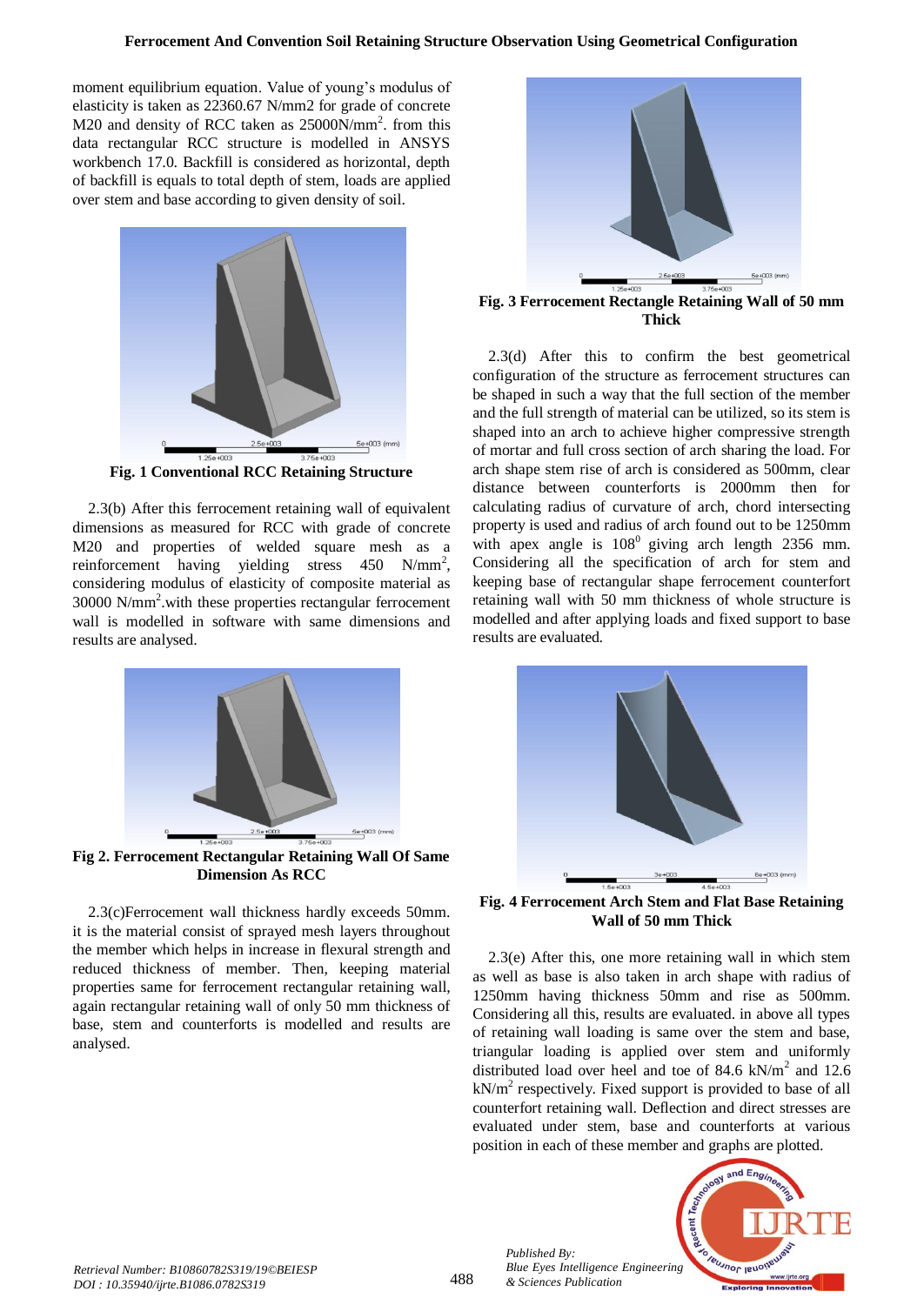moment equilibrium equation. Value of young's modulus of elasticity is taken as 22360.67 N/mm2 for grade of concrete M20 and density of RCC taken as 25000N/mm$^2$. from this data rectangular RCC structure is modelled in ANSYS workbench 17.0. Backfill is considered as horizontal, depth of backfill is equals to total depth of stem, loads are applied over stem and base according to given density of soil.

**Fig. 1 Conventional RCC Retaining Structure**

2.3(b) After this ferrocement retaining wall of equivalent dimensions as measured for RCC with grade of concrete M20 and properties of welded square mesh as a reinforcement having yielding stress 450 N/mm$^2$, considering modulus of elasticity of composite material as 30000 N/mm$^2$.with these properties rectangular ferrocement wall is modelled in software with same dimensions and results are analysed.

**Fig 2. Ferrocement Rectangular Retaining Wall Of Same Dimension As RCC**

2.3(c)Ferrocement wall thickness hardly exceeds 50mm. it is the material consist of sprayed mesh layers throughout the member which helps in increase in flexural strength and reduced thickness of member. Then, keeping material properties same for ferrocement rectangular retaining wall, again rectangular retaining wall of only 50 mm thickness of base, stem and counterforts is modelled and results are analysed.

**Fig. 3 Ferrocement Rectangle Retaining Wall of 50 mm Thick**

2.3(d) After this to confirm the best geometrical configuration of the structure as ferrocement structures can be shaped in such a way that the full section of the member and the full strength of material can be utilized, so its stem is shaped into an arch to achieve higher compressive strength of mortar and full cross section of arch sharing the load. For arch shape stem rise of arch is considered as 500mm, clear distance between counterforts is 2000mm then for calculating radius of curvature of arch, chord intersecting property is used and radius of arch found out to be 1250mm with apex angle is 108$^0$ giving arch length 2356 mm. Considering all the specification of arch for stem and keeping base of rectangular shape ferrocement counterfort retaining wall with 50 mm thickness of whole structure is modelled and after applying loads and fixed support to base results are evaluated.

**Fig. 4 Ferrocement Arch Stem and Flat Base Retaining Wall of 50 mm Thick**

2.3(e) After this, one more retaining wall in which stem as well as base is also taken in arch shape with radius of 1250mm having thickness 50mm and rise as 500mm. Considering all this, results are evaluated. in above all types of retaining wall loading is same over the stem and base, triangular loading is applied over stem and uniformly distributed load over heel and toe of 84.6 kN/m$^2$ and 12.6 kN/m$^2$ respectively. Fixed support is provided to base of all counterfort retaining wall. Deflection and direct stresses are evaluated under stem, base and counterforts at various position in each of these member and graphs are plotted.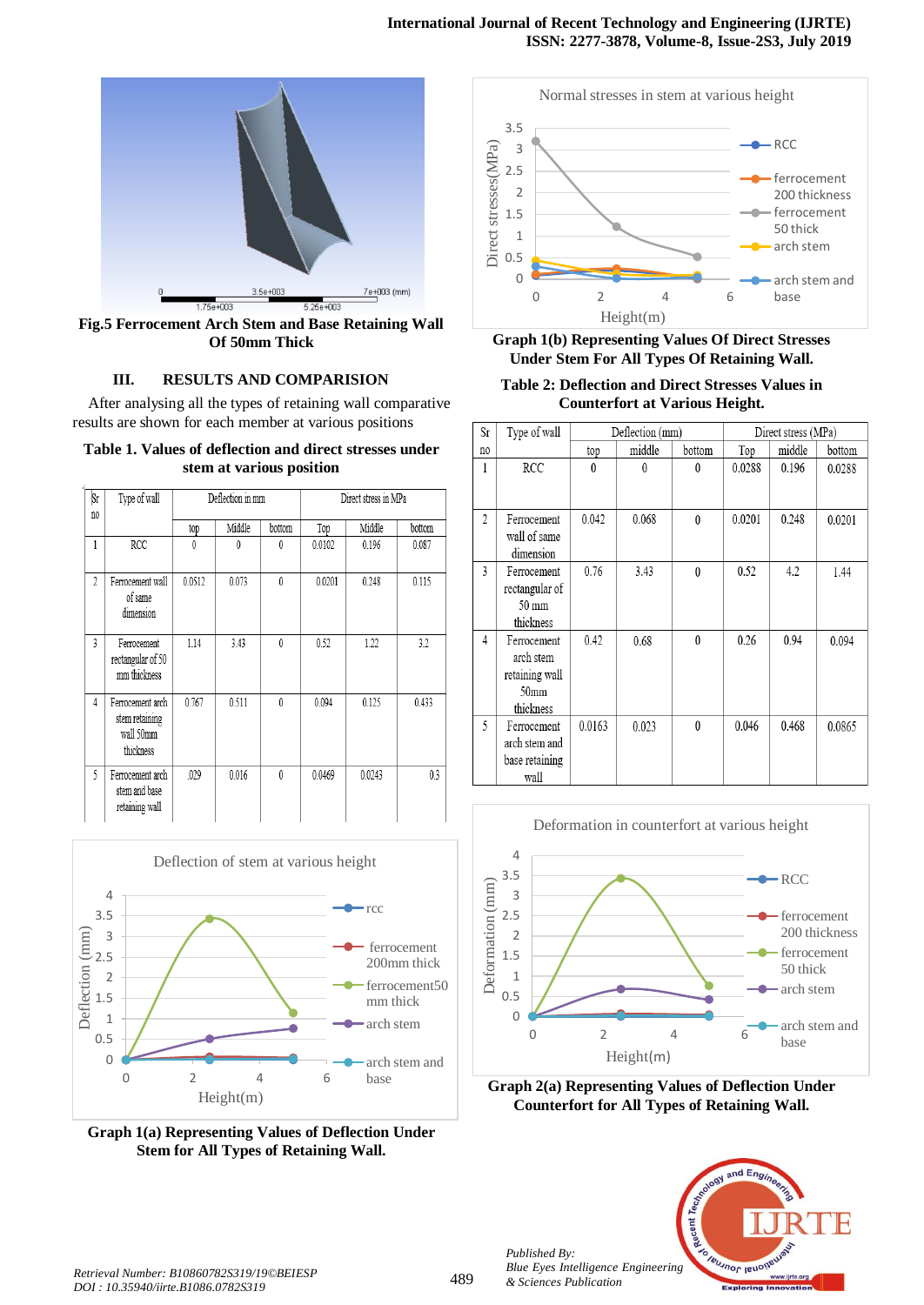Fig.5 Ferrocement Arch Stem and Base Retaining Wall Of 50mm Thick

## III. RESULTS AND COMPARISION

After analysing all the types of retaining wall comparative results are shown for each member at various positions

**Table 1. Values of deflection and direct stresses under stem at various position**

| Sr no | Type of wall | Deflection in mm | | | Direct stress in MPa | | |
|---|---|---|---|---|---|---|---|
| | | top | Middle | bottom | Top | Middle | bottom |
| 1 | RCC | 0 | 0 | 0 | 0.0102 | 0.196 | 0.087 |
| 2 | Ferrocement wall of same dimension | 0.0512 | 0.073 | 0 | 0.0201 | 0.248 | 0.115 |
| 3 | Ferrocement rectangular of 50 mm thickness | 1.14 | 3.43 | 0 | 0.52 | 1.22 | 3.2 |
| 4 | Ferrocement arch stem retaining wall 50mm thickness | 0.767 | 0.511 | 0 | 0.094 | 0.125 | 0.433 |
| 5 | Ferrocement arch stem and base retaining wall | .029 | 0.016 | 0 | 0.0469 | 0.0243 | 0.3 |

**Graph 1(a) Representing Values of Deflection Under Stem for All Types of Retaining Wall.**

**Graph 1(b) Representing Values Of Direct Stresses Under Stem For All Types Of Retaining Wall.**

**Table 2: Deflection and Direct Stresses Values in Counterfort at Various Height.**

| Sr no | Type of wall | Deflection (mm) | | | Direct stress (MPa) | | |
|---|---|---|---|---|---|---|---|
| | | top | middle | bottom | Top | middle | bottom |
| 1 | RCC | 0 | 0 | 0 | 0.0288 | 0.196 | 0.0288 |
| 2 | Ferrocement wall of same dimension | 0.042 | 0.068 | 0 | 0.0201 | 0.248 | 0.0201 |
| 3 | Ferrocement rectangular of 50 mm thickness | 0.76 | 3.43 | 0 | 0.52 | 4.2 | 1.44 |
| 4 | Ferrocement arch stem retaining wall 50mm thickness | 0.42 | 0.68 | 0 | 0.26 | 0.94 | 0.094 |
| 5 | Ferrocement arch stem and base retaining wall | 0.0163 | 0.023 | 0 | 0.046 | 0.468 | 0.0865 |

**Graph 2(a) Representing Values of Deflection Under Counterfort for All Types of Retaining Wall.**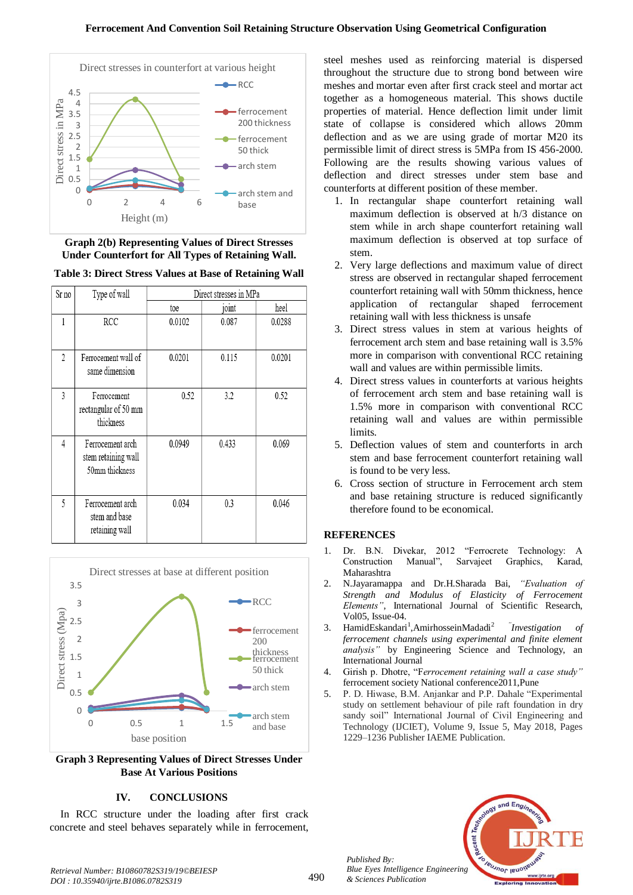**Graph 2(b) Representing Values of Direct Stresses Under Counterfort for All Types of Retaining Wall.**

**Table 3: Direct Stress Values at Base of Retaining Wall**

| Sr no | Type of wall | Direct stresses in MPa | | |
|---|---|---|---|---|
| | | toe | joint | heel |
| 1 | RCC | 0.0102 | 0.087 | 0.0288 |
| 2 | Ferrocement wall of same dimension | 0.0201 | 0.115 | 0.0201 |
| 3 | Ferrocement rectangular of 50 mm thickness | 0.52 | 3.2 | 0.52 |
| 4 | Ferrocement arch stem retaining wall 50mm thickness | 0.0949 | 0.433 | 0.069 |
| 5 | Ferrocement arch stem and base retaining wall | 0.034 | 0.3 | 0.046 |

**Graph 3 Representing Values of Direct Stresses Under Base At Various Positions**

## IV. CONCLUSIONS

In RCC structure under the loading after first crack concrete and steel behaves separately while in ferrocement, steel meshes used as reinforcing material is dispersed throughout the structure due to strong bond between wire meshes and mortar even after first crack steel and mortar act together as a homogeneous material. This shows ductile properties of material. Hence deflection limit under limit state of collapse is considered which allows 20mm deflection and as we are using grade of mortar M20 its permissible limit of direct stress is 5MPa from IS 456-2000. Following are the results showing various values of deflection and direct stresses under stem base and counterforts at different position of these member.

1. In rectangular shape counterfort retaining wall maximum deflection is observed at h/3 distance on stem while in arch shape counterfort retaining wall maximum deflection is observed at top surface of stem.
2. Very large deflections and maximum value of direct stress are observed in rectangular shaped ferrocement counterfort retaining wall with 50mm thickness, hence application of rectangular shaped ferrocement retaining wall with less thickness is unsafe
3. Direct stress values in stem at various heights of ferrocement arch stem and base retaining wall is 3.5% more in comparison with conventional RCC retaining wall and values are within permissible limits.
4. Direct stress values in counterforts at various heights of ferrocement arch stem and base retaining wall is 1.5% more in comparison with conventional RCC retaining wall and values are within permissible limits.
5. Deflection values of stem and counterforts in arch stem and base ferrocement counterfort retaining wall is found to be very less.
6. Cross section of structure in Ferrocement arch stem and base retaining structure is reduced significantly therefore found to be economical.

## REFERENCES

1. Dr. B.N. Divekar, 2012 "Ferrocrete Technology: A Construction Manual", Sarvajeet Graphics, Karad, Maharashtra
2. N.Jayaramappa and Dr.H.Sharada Bai, *"Evaluation of Strength and Modulus of Elasticity of Ferrocement Elements"*, International Journal of Scientific Research, Vol05, Issue-04.
3. HamidEskandari[1],AmirhosseinMadadi[2] *"Investigation of ferrocement channels using experimental and finite element analysis"* by Engineering Science and Technology, an International Journal
4. Girish P. Dhotre, "F*errocement retaining wall a case study"* ferrocement society National conference2011,Pune
5. P. D. Hiwase, B.M. Anjankar and P.P. Dahale "Experimental study on settlement behaviour of pile raft foundation in dry sandy soil" International Journal of Civil Engineering and Technology (IJCIET), Volume 9, Issue 5, May 2018, Pages 1229–1236 Publisher IAEME Publication.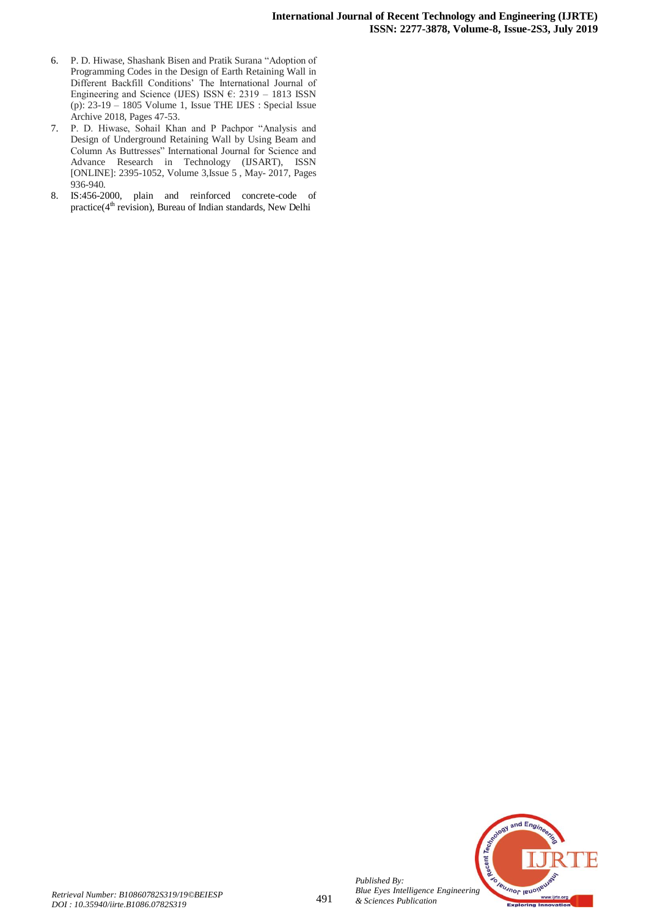6. P. D. Hiwase, Shashank Bisen and Pratik Surana "Adoption of Programming Codes in the Design of Earth Retaining Wall in Different Backfill Conditions' The International Journal of Engineering and Science (IJES) ISSN €: 2319 – 1813 ISSN (p): 23-19 – 1805 Volume 1, Issue THE IJES : Special Issue Archive 2018, Pages 47-53.
7. P. D. Hiwase, Sohail Khan and P Pachpor "Analysis and Design of Underground Retaining Wall by Using Beam and Column As Buttresses" International Journal for Science and Advance Research in Technology (IJSART), ISSN [ONLINE]: 2395-1052, Volume 3,Issue 5 , May- 2017, Pages 936-940.
8. IS:456-2000, plain and reinforced concrete-code of practice(4th revision), Bureau of Indian standards, New Delhi